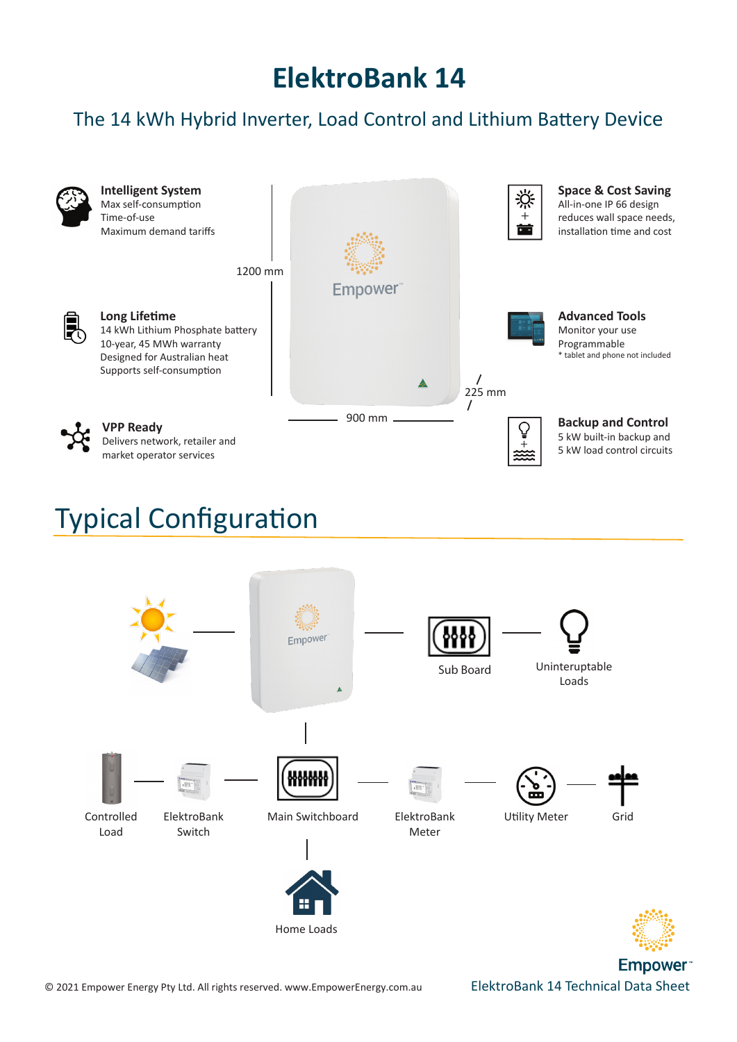# ElektroBank 14

## The 14 kWh Hybrid Inverter, Load Control and Lithium Battery Device

**Intelligent System**
Max self-consumption
Time-of-use
Maximum demand tariffs

**Long Lifetime**
14 kWh Lithium Phosphate battery
10-year, 45 MWh warranty
Designed for Australian heat
Supports self-consumption

**VPP Ready**
Delivers network, retailer and market operator services

1200 mm

900 mm

225 mm

**Space & Cost Saving**
All-in-one IP 66 design reduces wall space needs, installation time and cost

**Advanced Tools**
Monitor your use
Programmable
* tablet and phone not included

**Backup and Control**
5 kW built-in backup and
5 kW load control circuits

## Typical Configuration

Sub Board

Uninterruptable Loads

Controlled Load

ElektroBank Switch

Main Switchboard

ElektroBank Meter

Utility Meter

Grid

Home Loads

© 2021 Empower Energy Pty Ltd. All rights reserved. www.EmpowerEnergy.com.au

ElektroBank 14 Technical Data Sheet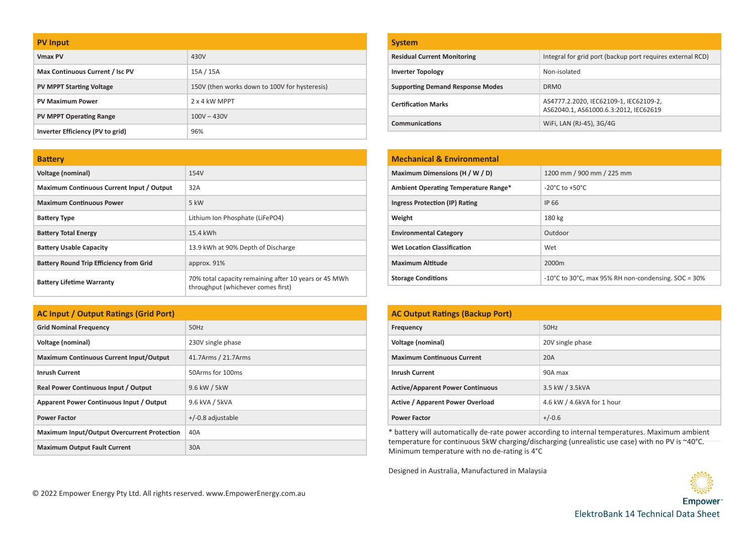## PV Input

| | |
|---|---|
| **Vmax PV** | 430V |
| **Max Continuous Current / Isc PV** | 15A / 15A |
| **PV MPPT Starting Voltage** | 150V (then works down to 100V for hysteresis) |
| **PV Maximum Power** | 2 x 4 kW MPPT |
| **PV MPPT Operating Range** | 100V – 430V |
| **Inverter Efficiency (PV to grid)** | 96% |

## Battery

| | |
|---|---|
| **Voltage (nominal)** | 154V |
| **Maximum Continuous Current Input / Output** | 32A |
| **Maximum Continuous Power** | 5 kW |
| **Battery Type** | Lithium Ion Phosphate (LiFePO4) |
| **Battery Total Energy** | 15.4 kWh |
| **Battery Usable Capacity** | 13.9 kWh at 90% Depth of Discharge |
| **Battery Round Trip Efficiency from Grid** | approx. 91% |
| **Battery Lifetime Warranty** | 70% total capacity remaining after 10 years or 45 MWh throughput (whichever comes first) |

## AC Input / Output Ratings (Grid Port)

| | |
|---|---|
| **Grid Nominal Frequency** | 50Hz |
| **Voltage (nominal)** | 230V single phase |
| **Maximum Continuous Current Input/Output** | 41.7Arms / 21.7Arms |
| **Inrush Current** | 50Arms for 100ms |
| **Real Power Continuous Input / Output** | 9.6 kW / 5kW |
| **Apparent Power Continuous Input / Output** | 9.6 kVA / 5kVA |
| **Power Factor** | +/-0.8 adjustable |
| **Maximum Input/Output Overcurrent Protection** | 40A |
| **Maximum Output Fault Current** | 30A |

## System

| | |
|---|---|
| **Residual Current Monitoring** | Integral for grid port (backup port requires external RCD) |
| **Inverter Topology** | Non-isolated |
| **Supporting Demand Response Modes** | DRM0 |
| **Certification Marks** | AS4777.2.2020, IEC62109-1, IEC62109-2, AS62040.1, AS61000.6.3:2012, IEC62619 |
| **Communications** | WiFi, LAN (RJ-45), 3G/4G |

## Mechanical & Environmental

| | |
|---|---|
| **Maximum Dimensions (H / W / D)** | 1200 mm / 900 mm / 225 mm |
| **Ambient Operating Temperature Range*** | -20°C to +50°C |
| **Ingress Protection (IP) Rating** | IP 66 |
| **Weight** | 180 kg |
| **Environmental Category** | Outdoor |
| **Wet Location Classification** | Wet |
| **Maximum Altitude** | 2000m |
| **Storage Conditions** | -10°C to 30°C, max 95% RH non-condensing. SOC = 30% |

## AC Output Ratings (Backup Port)

| | |
|---|---|
| **Frequency** | 50Hz |
| **Voltage (nominal)** | 20V single phase |
| **Maximum Continuous Current** | 20A |
| **Inrush Current** | 90A max |
| **Active/Apparent Power Continuous** | 3.5 kW / 3.5kVA |
| **Active / Apparent Power Overload** | 4.6 kW / 4.6kVA for 1 hour |
| **Power Factor** | +/-0.6 |

* battery will automatically de-rate power according to internal temperatures. Maximum ambient temperature for continuous 5kW charging/discharging (unrealistic use case) with no PV is ~40°C. Minimum temperature with no de-rating is 4°C

Designed in Australia, Manufactured in Malaysia

© 2022 Empower Energy Pty Ltd. All rights reserved. www.EmpowerEnergy.com.au

Empower

ElektroBank 14 Technical Data Sheet